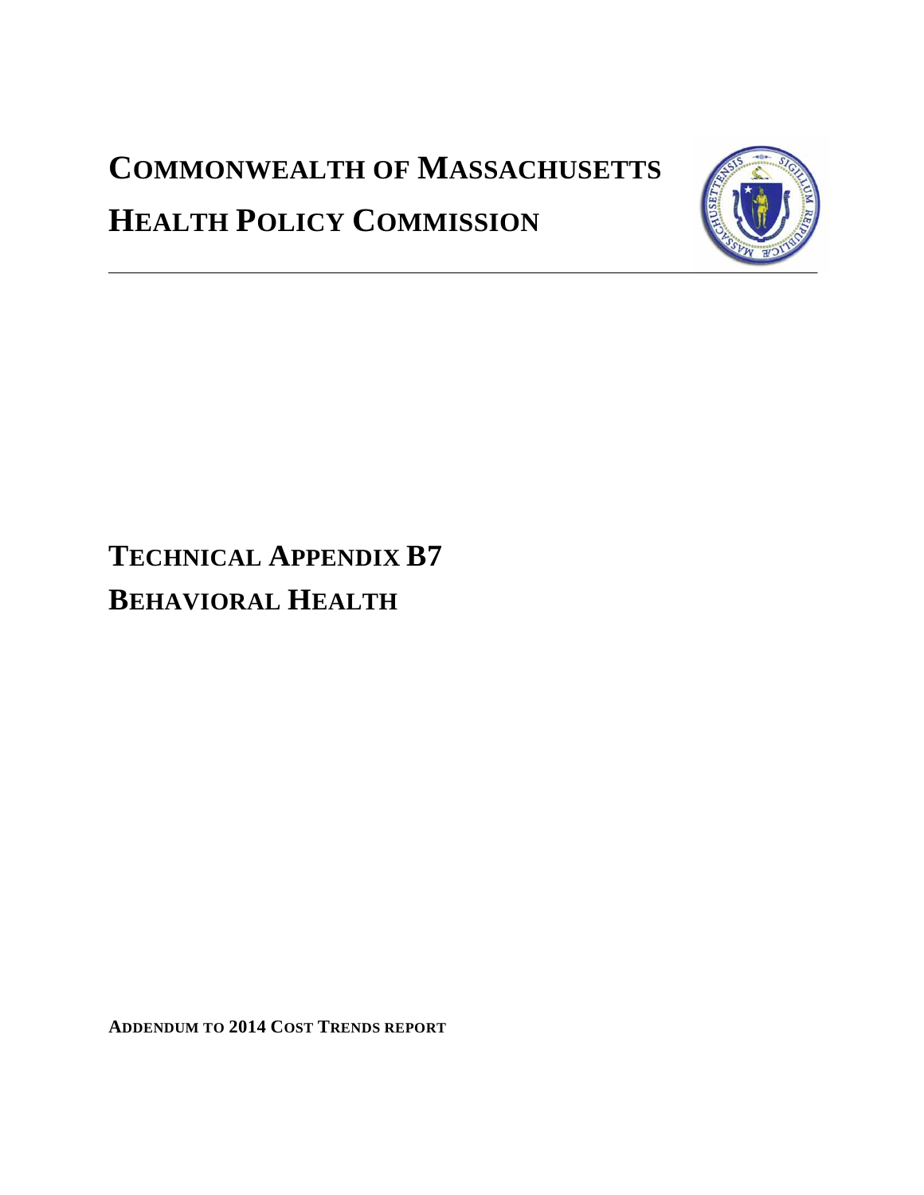# COMMONWEALTH OF MASSACHUSETTS

# HEALTH POLICY COMMISSION

---

# TECHNICAL APPENDIX B7

# BEHAVIORAL HEALTH

**ADDENDUM TO 2014 COST TRENDS REPORT**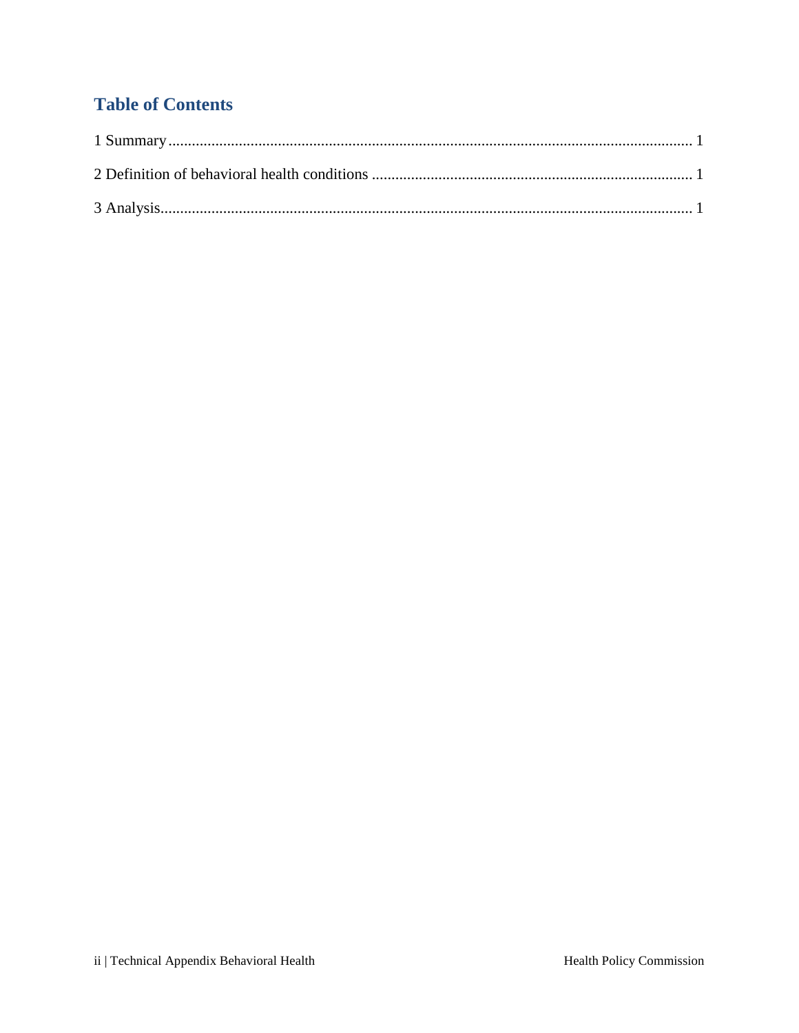## Table of Contents

1 Summary ........................................................................................................................... 1

2 Definition of behavioral health conditions .................................................................................. 1

3 Analysis........................................................................................................................... 1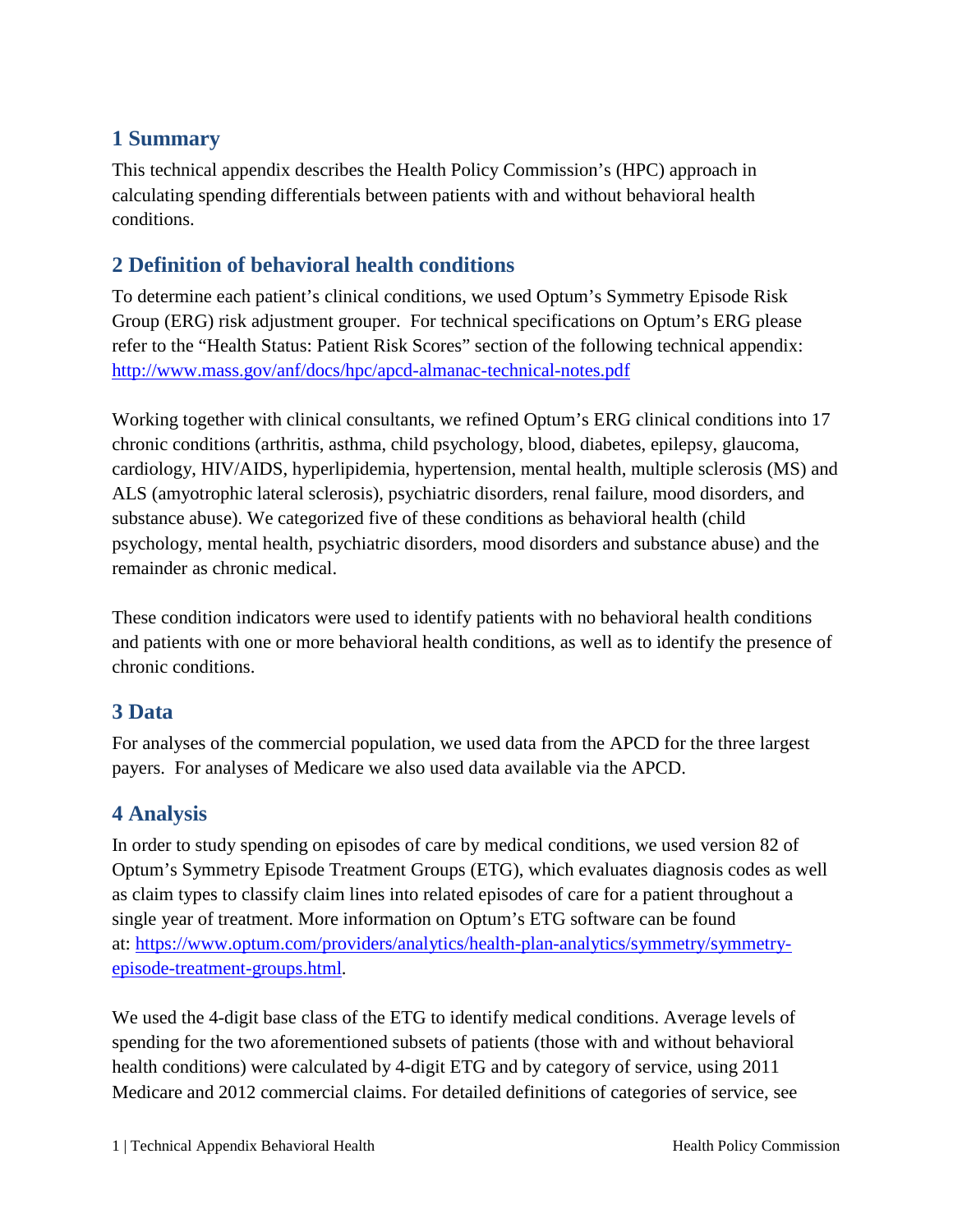## 1 Summary

This technical appendix describes the Health Policy Commission's (HPC) approach in calculating spending differentials between patients with and without behavioral health conditions.

## 2 Definition of behavioral health conditions

To determine each patient's clinical conditions, we used Optum's Symmetry Episode Risk Group (ERG) risk adjustment grouper. For technical specifications on Optum's ERG please refer to the "Health Status: Patient Risk Scores" section of the following technical appendix: [http://www.mass.gov/anf/docs/hpc/apcd-almanac-technical-notes.pdf](http://www.mass.gov/anf/docs/hpc/apcd-almanac-technical-notes.pdf)

Working together with clinical consultants, we refined Optum's ERG clinical conditions into 17 chronic conditions (arthritis, asthma, child psychology, blood, diabetes, epilepsy, glaucoma, cardiology, HIV/AIDS, hyperlipidemia, hypertension, mental health, multiple sclerosis (MS) and ALS (amyotrophic lateral sclerosis), psychiatric disorders, renal failure, mood disorders, and substance abuse). We categorized five of these conditions as behavioral health (child psychology, mental health, psychiatric disorders, mood disorders and substance abuse) and the remainder as chronic medical.

These condition indicators were used to identify patients with no behavioral health conditions and patients with one or more behavioral health conditions, as well as to identify the presence of chronic conditions.

## 3 Data

For analyses of the commercial population, we used data from the APCD for the three largest payers. For analyses of Medicare we also used data available via the APCD.

## 4 Analysis

In order to study spending on episodes of care by medical conditions, we used version 82 of Optum's Symmetry Episode Treatment Groups (ETG), which evaluates diagnosis codes as well as claim types to classify claim lines into related episodes of care for a patient throughout a single year of treatment. More information on Optum's ETG software can be found at: [https://www.optum.com/providers/analytics/health-plan-analytics/symmetry/symmetry-episode-treatment-groups.html](https://www.optum.com/providers/analytics/health-plan-analytics/symmetry/symmetry-episode-treatment-groups.html).

We used the 4-digit base class of the ETG to identify medical conditions. Average levels of spending for the two aforementioned subsets of patients (those with and without behavioral health conditions) were calculated by 4-digit ETG and by category of service, using 2011 Medicare and 2012 commercial claims. For detailed definitions of categories of service, see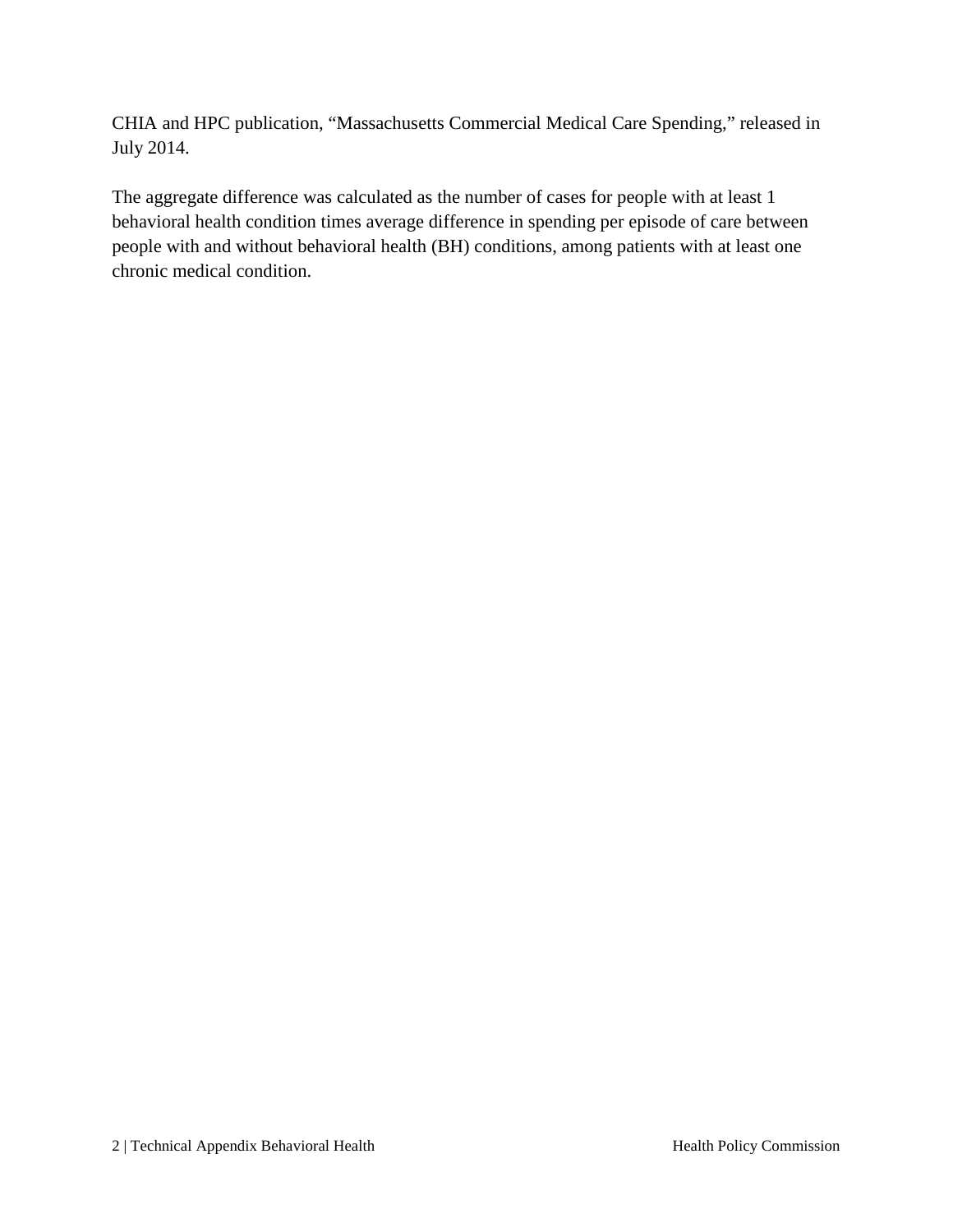CHIA and HPC publication, "Massachusetts Commercial Medical Care Spending," released in July 2014.

The aggregate difference was calculated as the number of cases for people with at least 1 behavioral health condition times average difference in spending per episode of care between people with and without behavioral health (BH) conditions, among patients with at least one chronic medical condition.